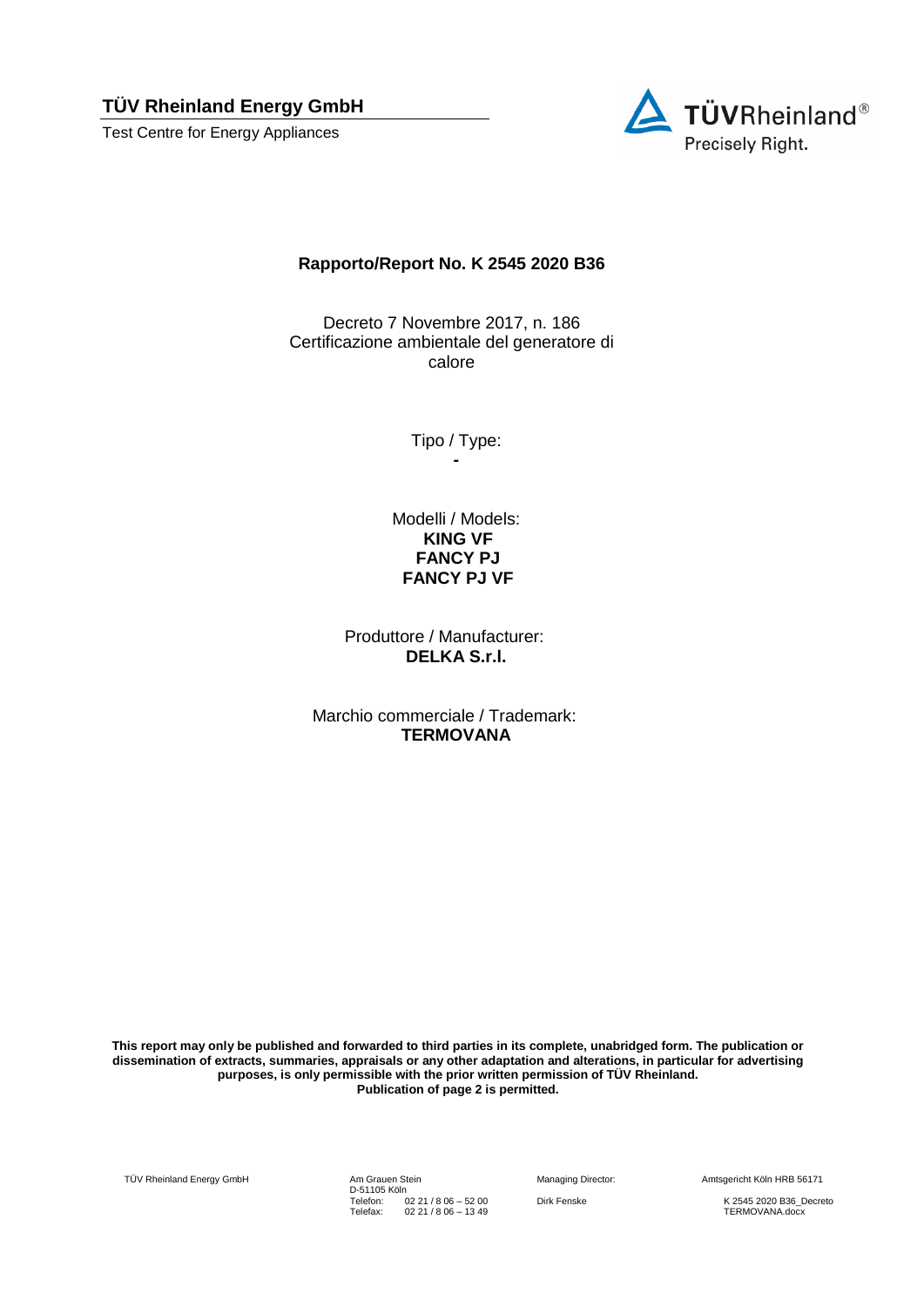**TÜV Rheinland Energy GmbH**

Test Centre for Energy Appliances

TÜVRheinland®
Precisely Right.

# Rapporto/Report No. K 2545 2020 B36

Decreto 7 Novembre 2017, n. 186
Certificazione ambientale del generatore di calore

Tipo / Type:
**-**

Modelli / Models:
**KING VF**
**FANCY PJ**
**FANCY PJ VF**

Produttore / Manufacturer:
**DELKA S.r.l.**

Marchio commerciale / Trademark:
**TERMOVANA**

**This report may only be published and forwarded to third parties in its complete, unabridged form. The publication or dissemination of extracts, summaries, appraisals or any other adaptation and alterations, in particular for advertising purposes, is only permissible with the prior written permission of TÜV Rheinland.**
**Publication of page 2 is permitted.**

TÜV Rheinland Energy GmbH

Am Grauen Stein
D-51105 Köln
Telefon: 02 21 / 8 06 – 52 00
Telefax: 02 21 / 8 06 – 13 49

Managing Director:
Dirk Fenske

Amtsgericht Köln HRB 56171

K 2545 2020 B36_Decreto TERMOVANA.docx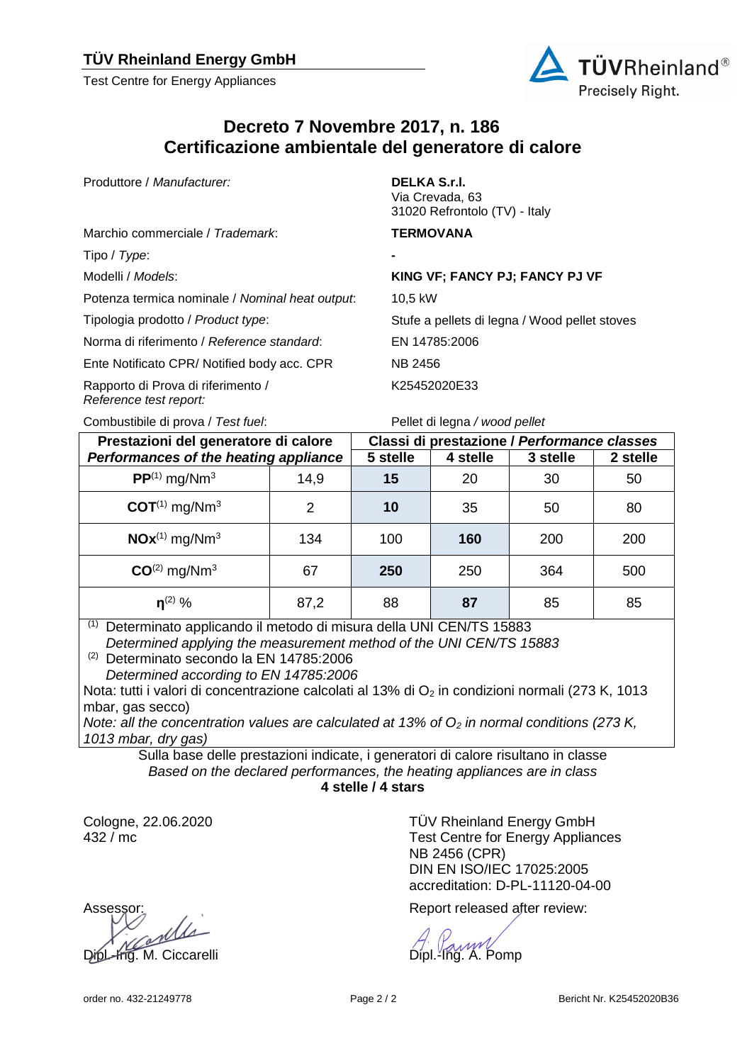**TÜV Rheinland Energy GmbH**

Test Centre for Energy Appliances

# Decreto 7 Novembre 2017, n. 186
# Certificazione ambientale del generatore di calore

| | |
|---|---|
| Produttore / *Manufacturer:* | **DELKA S.r.l.** Via Crevada, 63 31020 Refrontolo (TV) - Italy |
| Marchio commerciale / *Trademark*: | **TERMOVANA** |
| Tipo / *Type*: | **-** |
| Modelli / *Models*: | **KING VF; FANCY PJ; FANCY PJ VF** |
| Potenza termica nominale / *Nominal heat output*: | 10,5 kW |
| Tipologia prodotto / *Product type*: | Stufe a pellets di legna / Wood pellet stoves |
| Norma di riferimento / *Reference standard*: | EN 14785:2006 |
| Ente Notificato CPR/ Notified body acc. CPR | NB 2456 |
| Rapporto di Prova di riferimento / *Reference test report:* | K25452020E33 |
| Combustibile di prova / *Test fuel*: | Pellet di legna */ wood pellet* |

| Prestazioni del generatore di calore *Performances of the heating appliance* | | Classi di prestazione / *Performance classes* | | | |
|---|---|---|---|---|---|
| | | 5 stelle | 4 stelle | 3 stelle | 2 stelle |
| **PP**[1] $mg/Nm^3$ | 14,9 | **15** | 20 | 30 | 50 |
| **COT**[1] $mg/Nm^3$ | 2 | **10** | 35 | 50 | 80 |
| **NOx**[1] $mg/Nm^3$ | 134 | 100 | **160** | 200 | 200 |
| **CO**[2] $mg/Nm^3$ | 67 | **250** | 250 | 364 | 500 |
| **η**[2] % | 87,2 | 88 | **87** | 85 | 85 |

[1] Determinato applicando il metodo di misura della UNI CEN/TS 15883
*Determined applying the measurement method of the UNI CEN/TS 15883*

[2] Determinato secondo la EN 14785:2006
*Determined according to EN 14785:2006*

Nota: tutti i valori di concentrazione calcolati al 13% di $O_2$ in condizioni normali (273 K, 1013 mbar, gas secco)

*Note: all the concentration values are calculated at 13% of $O_2$ in normal conditions (273 K, 1013 mbar, dry gas)*

Sulla base delle prestazioni indicate, i generatori di calore risultano in classe

*Based on the declared performances, the heating appliances are in class*

**4 stelle / 4 stars**

Cologne, 22.06.2020
432 / mc

TÜV Rheinland Energy GmbH
Test Centre for Energy Appliances
NB 2456 (CPR)
DIN EN ISO/IEC 17025:2005
accreditation: D-PL-11120-04-00

Assessor:

Dipl.-Ing. M. Ciccarelli

Report released after review:

Dipl.-Ing. A. Pomp

order no. 432-21249778 Bericht Nr. K25452020B36